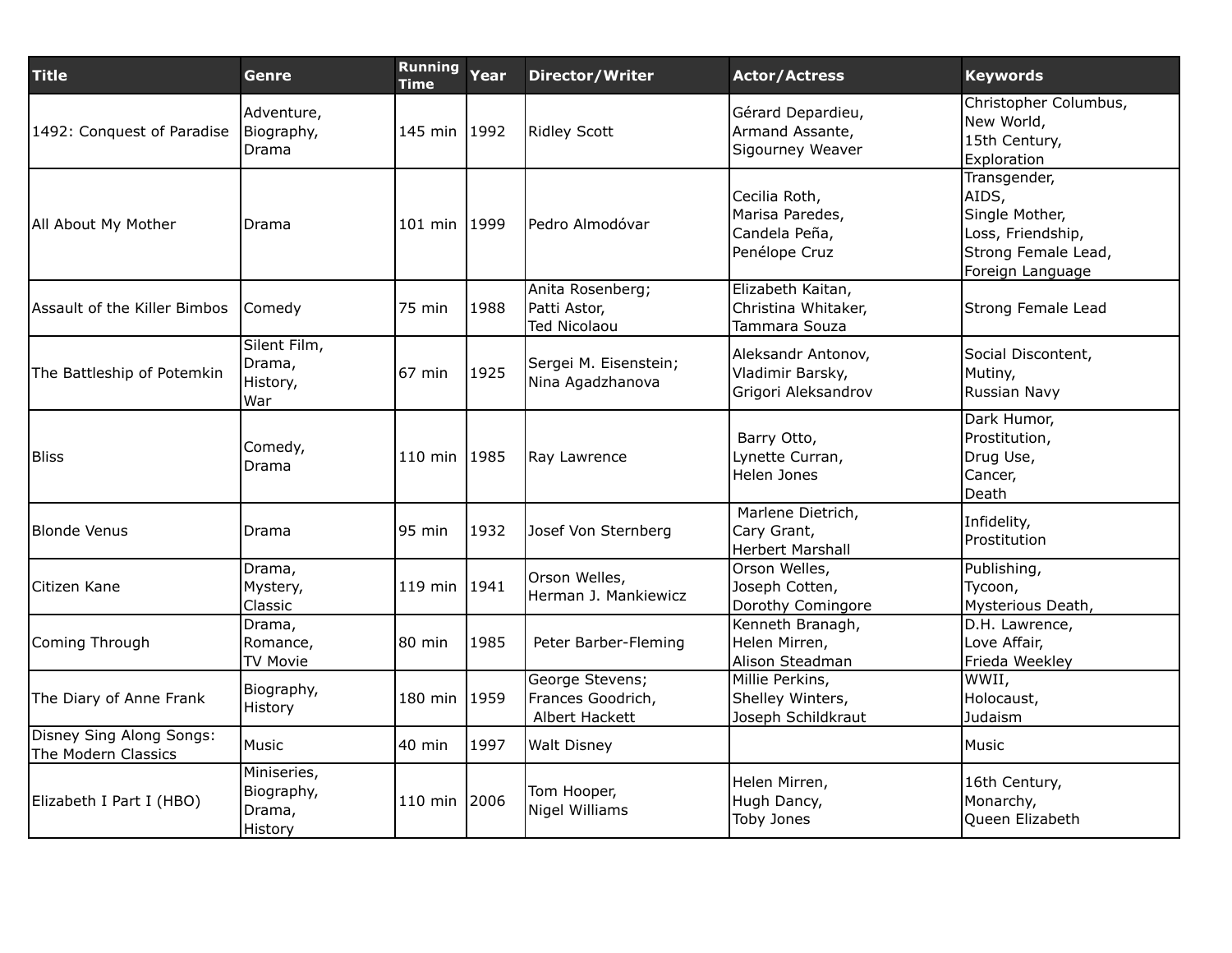| Title | Genre | Running Time | Year | Director/Writer | Actor/Actress | Keywords |
| --- | --- | --- | --- | --- | --- | --- |
| 1492: Conquest of Paradise | Adventure, Biography, Drama | 145 min | 1992 | Ridley Scott | Gérard Depardieu, Armand Assante, Sigourney Weaver | Christopher Columbus, New World, 15th Century, Exploration |
| All About My Mother | Drama | 101 min | 1999 | Pedro Almodóvar | Cecilia Roth, Marisa Paredes, Candela Peña, Penélope Cruz | Transgender, AIDS, Single Mother, Loss, Friendship, Strong Female Lead, Foreign Language |
| Assault of the Killer Bimbos | Comedy | 75 min | 1988 | Anita Rosenberg; Patti Astor, Ted Nicolaou | Elizabeth Kaitan, Christina Whitaker, Tammara Souza | Strong Female Lead |
| The Battleship of Potemkin | Silent Film, Drama, History, War | 67 min | 1925 | Sergei M. Eisenstein; Nina Agadzhanova | Aleksandr Antonov, Vladimir Barsky, Grigori Aleksandrov | Social Discontent, Mutiny, Russian Navy |
| Bliss | Comedy, Drama | 110 min | 1985 | Ray Lawrence | Barry Otto, Lynette Curran, Helen Jones | Dark Humor, Prostitution, Drug Use, Cancer, Death |
| Blonde Venus | Drama | 95 min | 1932 | Josef Von Sternberg | Marlene Dietrich, Cary Grant, Herbert Marshall | Infidelity, Prostitution |
| Citizen Kane | Drama, Mystery, Classic | 119 min | 1941 | Orson Welles, Herman J. Mankiewicz | Orson Welles, Joseph Cotten, Dorothy Comingore | Publishing, Tycoon, Mysterious Death, |
| Coming Through | Drama, Romance, TV Movie | 80 min | 1985 | Peter Barber-Fleming | Kenneth Branagh, Helen Mirren, Alison Steadman | D.H. Lawrence, Love Affair, Frieda Weekley |
| The Diary of Anne Frank | Biography, History | 180 min | 1959 | George Stevens; Frances Goodrich, Albert Hackett | Millie Perkins, Shelley Winters, Joseph Schildkraut | WWII, Holocaust, Judaism |
| Disney Sing Along Songs: The Modern Classics | Music | 40 min | 1997 | Walt Disney | | Music |
| Elizabeth I Part I (HBO) | Miniseries, Biography, Drama, History | 110 min | 2006 | Tom Hooper, Nigel Williams | Helen Mirren, Hugh Dancy, Toby Jones | 16th Century, Monarchy, Queen Elizabeth |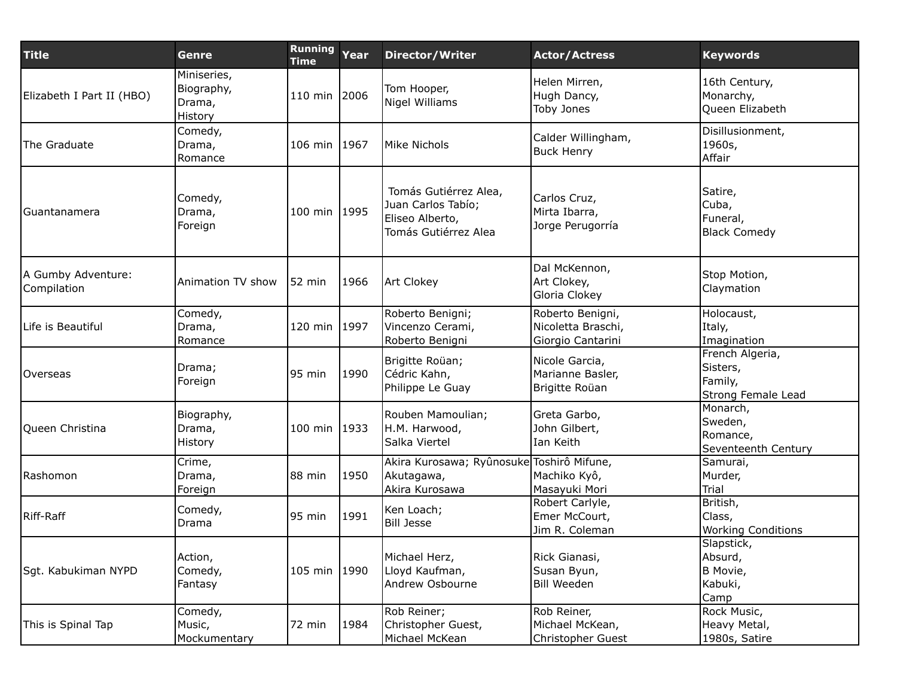| Title | Genre | Running Time | Year | Director/Writer | Actor/Actress | Keywords |
|---|---|---|---|---|---|---|
| Elizabeth I Part II (HBO) | Miniseries, Biography, Drama, History | 110 min | 2006 | Tom Hooper, Nigel Williams | Helen Mirren, Hugh Dancy, Toby Jones | 16th Century, Monarchy, Queen Elizabeth |
| The Graduate | Comedy, Drama, Romance | 106 min | 1967 | Mike Nichols | Calder Willingham, Buck Henry | Disillusionment, 1960s, Affair |
| Guantanamera | Comedy, Drama, Foreign | 100 min | 1995 | Tomás Gutiérrez Alea, Juan Carlos Tabío; Eliseo Alberto, Tomás Gutiérrez Alea | Carlos Cruz, Mirta Ibarra, Jorge Perugorría | Satire, Cuba, Funeral, Black Comedy |
| A Gumby Adventure: Compilation | Animation TV show | 52 min | 1966 | Art Clokey | Dal McKennon, Art Clokey, Gloria Clokey | Stop Motion, Claymation |
| Life is Beautiful | Comedy, Drama, Romance | 120 min | 1997 | Roberto Benigni; Vincenzo Cerami, Roberto Benigni | Roberto Benigni, Nicoletta Braschi, Giorgio Cantarini | Holocaust, Italy, Imagination |
| Overseas | Drama; Foreign | 95 min | 1990 | Brigitte Roüan; Cédric Kahn, Philippe Le Guay | Nicole Garcia, Marianne Basler, Brigitte Roüan | French Algeria, Sisters, Family, Strong Female Lead |
| Queen Christina | Biography, Drama, History | 100 min | 1933 | Rouben Mamoulian; H.M. Harwood, Salka Viertel | Greta Garbo, John Gilbert, Ian Keith | Monarch, Sweden, Romance, Seventeenth Century |
| Rashomon | Crime, Drama, Foreign | 88 min | 1950 | Akira Kurosawa; Ryûnosuke Akutagawa, Akira Kurosawa | Toshirô Mifune, Machiko Kyô, Masayuki Mori | Samurai, Murder, Trial |
| Riff-Raff | Comedy, Drama | 95 min | 1991 | Ken Loach; Bill Jesse | Robert Carlyle, Emer McCourt, Jim R. Coleman | British, Class, Working Conditions |
| Sgt. Kabukiman NYPD | Action, Comedy, Fantasy | 105 min | 1990 | Michael Herz, Lloyd Kaufman, Andrew Osbourne | Rick Gianasi, Susan Byun, Bill Weeden | Slapstick, Absurd, B Movie, Kabuki, Camp |
| This is Spinal Tap | Comedy, Music, Mockumentary | 72 min | 1984 | Rob Reiner; Christopher Guest, Michael McKean | Rob Reiner, Michael McKean, Christopher Guest | Rock Music, Heavy Metal, 1980s, Satire |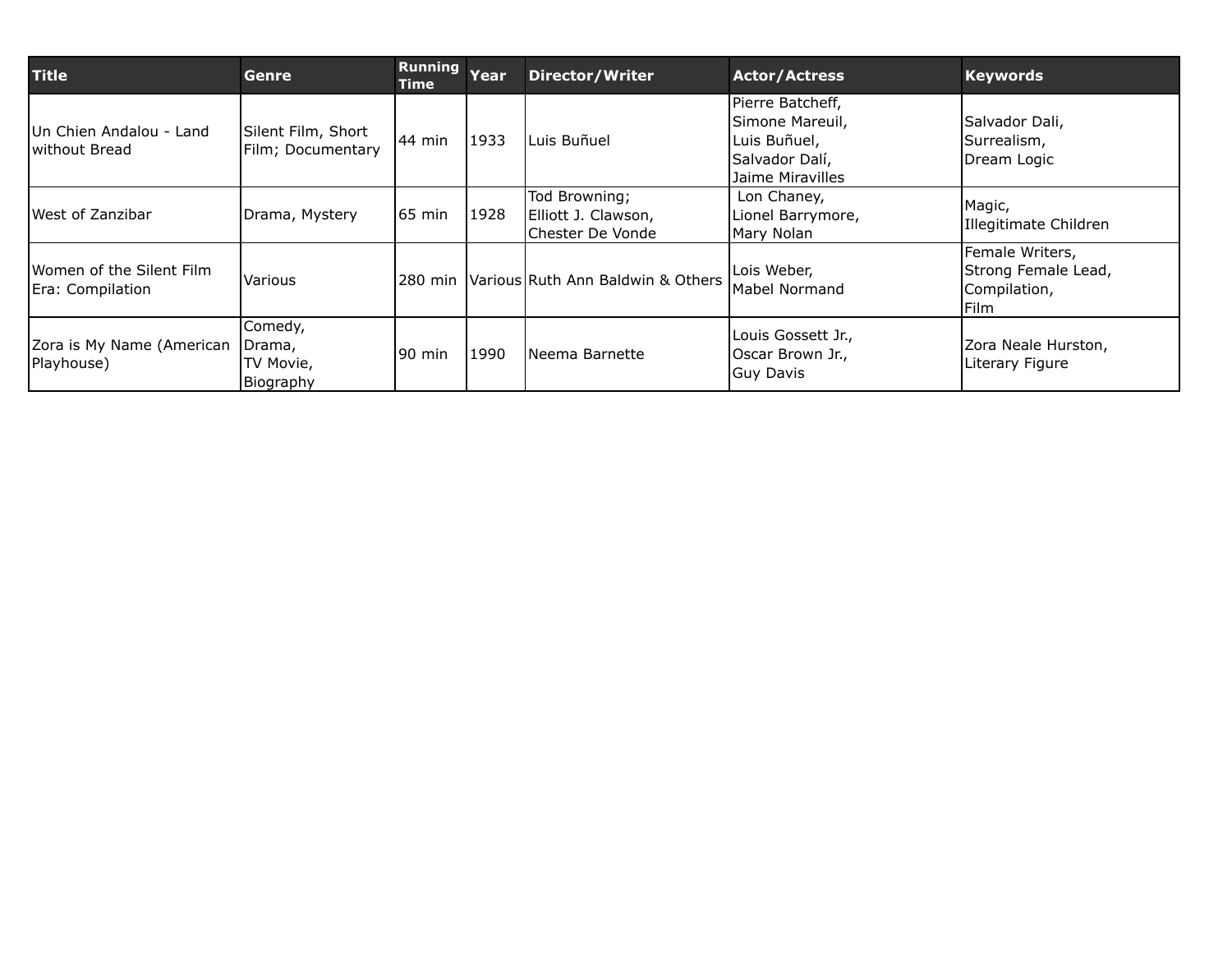| Title | Genre | Running Time | Year | Director/Writer | Actor/Actress | Keywords |
|---|---|---|---|---|---|---|
| Un Chien Andalou - Land without Bread | Silent Film, Short Film; Documentary | 44 min | 1933 | Luis Buñuel | Pierre Batcheff, Simone Mareuil, Luis Buñuel, Salvador Dalí, Jaime Miravilles | Salvador Dali, Surrealism, Dream Logic |
| West of Zanzibar | Drama, Mystery | 65 min | 1928 | Tod Browning; Elliott J. Clawson, Chester De Vonde | Lon Chaney, Lionel Barrymore, Mary Nolan | Magic, Illegitimate Children |
| Women of the Silent Film Era: Compilation | Various | 280 min | Various | Ruth Ann Baldwin & Others | Lois Weber, Mabel Normand | Female Writers, Strong Female Lead, Compilation, Film |
| Zora is My Name (American Playhouse) | Comedy, Drama, TV Movie, Biography | 90 min | 1990 | Neema Barnette | Louis Gossett Jr., Oscar Brown Jr., Guy Davis | Zora Neale Hurston, Literary Figure |